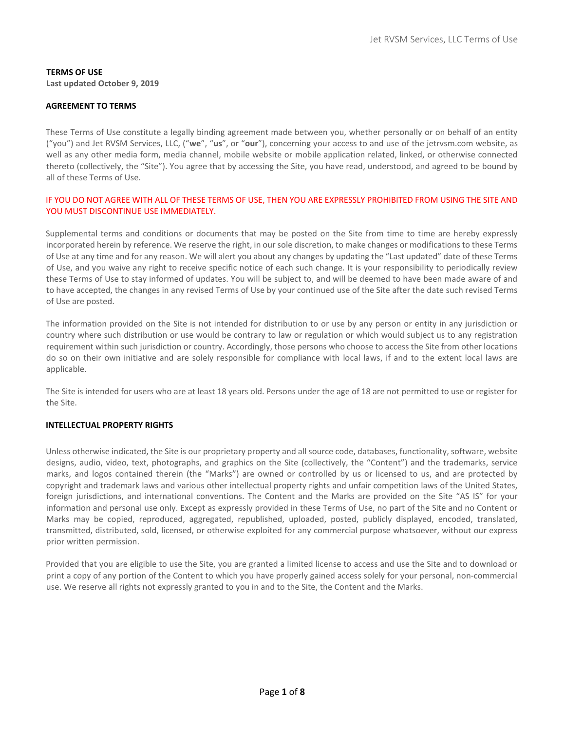**TERMS OF USE**
**Last updated October 9, 2019**

**AGREEMENT TO TERMS**

These Terms of Use constitute a legally binding agreement made between you, whether personally or on behalf of an entity (“you”) and Jet RVSM Services, LLC, (“**we**”, “**us**”, or “**our**”), concerning your access to and use of the jetrvsm.com website, as well as any other media form, media channel, mobile website or mobile application related, linked, or otherwise connected thereto (collectively, the “Site”). You agree that by accessing the Site, you have read, understood, and agreed to be bound by all of these Terms of Use.

IF YOU DO NOT AGREE WITH ALL OF THESE TERMS OF USE, THEN YOU ARE EXPRESSLY PROHIBITED FROM USING THE SITE AND YOU MUST DISCONTINUE USE IMMEDIATELY.

Supplemental terms and conditions or documents that may be posted on the Site from time to time are hereby expressly incorporated herein by reference. We reserve the right, in our sole discretion, to make changes or modifications to these Terms of Use at any time and for any reason. We will alert you about any changes by updating the “Last updated” date of these Terms of Use, and you waive any right to receive specific notice of each such change. It is your responsibility to periodically review these Terms of Use to stay informed of updates. You will be subject to, and will be deemed to have been made aware of and to have accepted, the changes in any revised Terms of Use by your continued use of the Site after the date such revised Terms of Use are posted.

The information provided on the Site is not intended for distribution to or use by any person or entity in any jurisdiction or country where such distribution or use would be contrary to law or regulation or which would subject us to any registration requirement within such jurisdiction or country. Accordingly, those persons who choose to access the Site from other locations do so on their own initiative and are solely responsible for compliance with local laws, if and to the extent local laws are applicable.

The Site is intended for users who are at least 18 years old. Persons under the age of 18 are not permitted to use or register for the Site.

**INTELLECTUAL PROPERTY RIGHTS**

Unless otherwise indicated, the Site is our proprietary property and all source code, databases, functionality, software, website designs, audio, video, text, photographs, and graphics on the Site (collectively, the “Content”) and the trademarks, service marks, and logos contained therein (the “Marks”) are owned or controlled by us or licensed to us, and are protected by copyright and trademark laws and various other intellectual property rights and unfair competition laws of the United States, foreign jurisdictions, and international conventions. The Content and the Marks are provided on the Site “AS IS” for your information and personal use only. Except as expressly provided in these Terms of Use, no part of the Site and no Content or Marks may be copied, reproduced, aggregated, republished, uploaded, posted, publicly displayed, encoded, translated, transmitted, distributed, sold, licensed, or otherwise exploited for any commercial purpose whatsoever, without our express prior written permission.

Provided that you are eligible to use the Site, you are granted a limited license to access and use the Site and to download or print a copy of any portion of the Content to which you have properly gained access solely for your personal, non-commercial use. We reserve all rights not expressly granted to you in and to the Site, the Content and the Marks.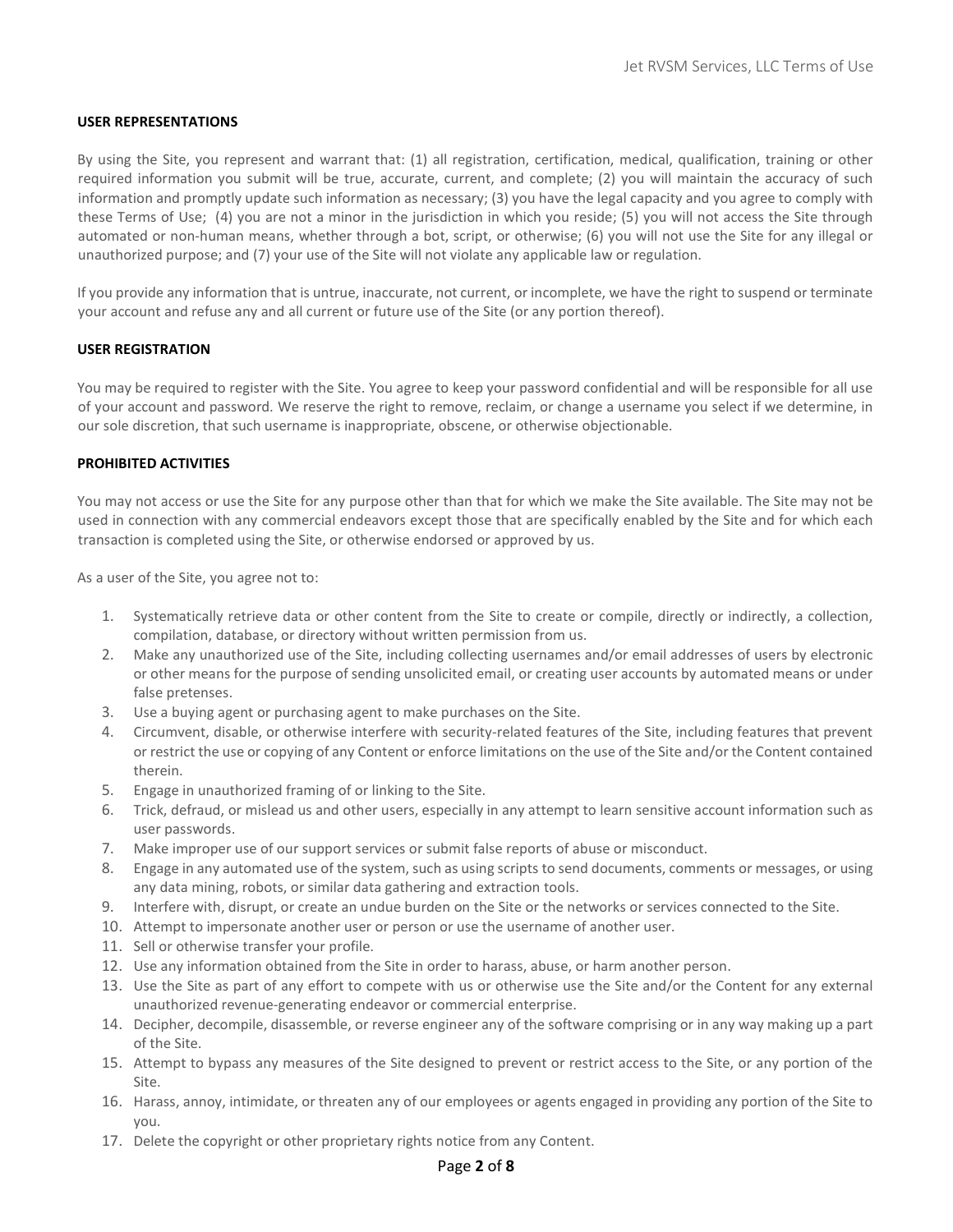**USER REPRESENTATIONS**

By using the Site, you represent and warrant that: (1) all registration, certification, medical, qualification, training or other required information you submit will be true, accurate, current, and complete; (2) you will maintain the accuracy of such information and promptly update such information as necessary; (3) you have the legal capacity and you agree to comply with these Terms of Use; (4) you are not a minor in the jurisdiction in which you reside; (5) you will not access the Site through automated or non-human means, whether through a bot, script, or otherwise; (6) you will not use the Site for any illegal or unauthorized purpose; and (7) your use of the Site will not violate any applicable law or regulation.

If you provide any information that is untrue, inaccurate, not current, or incomplete, we have the right to suspend or terminate your account and refuse any and all current or future use of the Site (or any portion thereof).

**USER REGISTRATION**

You may be required to register with the Site. You agree to keep your password confidential and will be responsible for all use of your account and password. We reserve the right to remove, reclaim, or change a username you select if we determine, in our sole discretion, that such username is inappropriate, obscene, or otherwise objectionable.

**PROHIBITED ACTIVITIES**

You may not access or use the Site for any purpose other than that for which we make the Site available. The Site may not be used in connection with any commercial endeavors except those that are specifically enabled by the Site and for which each transaction is completed using the Site, or otherwise endorsed or approved by us.

As a user of the Site, you agree not to:

1. Systematically retrieve data or other content from the Site to create or compile, directly or indirectly, a collection, compilation, database, or directory without written permission from us.
2. Make any unauthorized use of the Site, including collecting usernames and/or email addresses of users by electronic or other means for the purpose of sending unsolicited email, or creating user accounts by automated means or under false pretenses.
3. Use a buying agent or purchasing agent to make purchases on the Site.
4. Circumvent, disable, or otherwise interfere with security-related features of the Site, including features that prevent or restrict the use or copying of any Content or enforce limitations on the use of the Site and/or the Content contained therein.
5. Engage in unauthorized framing of or linking to the Site.
6. Trick, defraud, or mislead us and other users, especially in any attempt to learn sensitive account information such as user passwords.
7. Make improper use of our support services or submit false reports of abuse or misconduct.
8. Engage in any automated use of the system, such as using scripts to send documents, comments or messages, or using any data mining, robots, or similar data gathering and extraction tools.
9. Interfere with, disrupt, or create an undue burden on the Site or the networks or services connected to the Site.
10. Attempt to impersonate another user or person or use the username of another user.
11. Sell or otherwise transfer your profile.
12. Use any information obtained from the Site in order to harass, abuse, or harm another person.
13. Use the Site as part of any effort to compete with us or otherwise use the Site and/or the Content for any external unauthorized revenue-generating endeavor or commercial enterprise.
14. Decipher, decompile, disassemble, or reverse engineer any of the software comprising or in any way making up a part of the Site.
15. Attempt to bypass any measures of the Site designed to prevent or restrict access to the Site, or any portion of the Site.
16. Harass, annoy, intimidate, or threaten any of our employees or agents engaged in providing any portion of the Site to you.
17. Delete the copyright or other proprietary rights notice from any Content.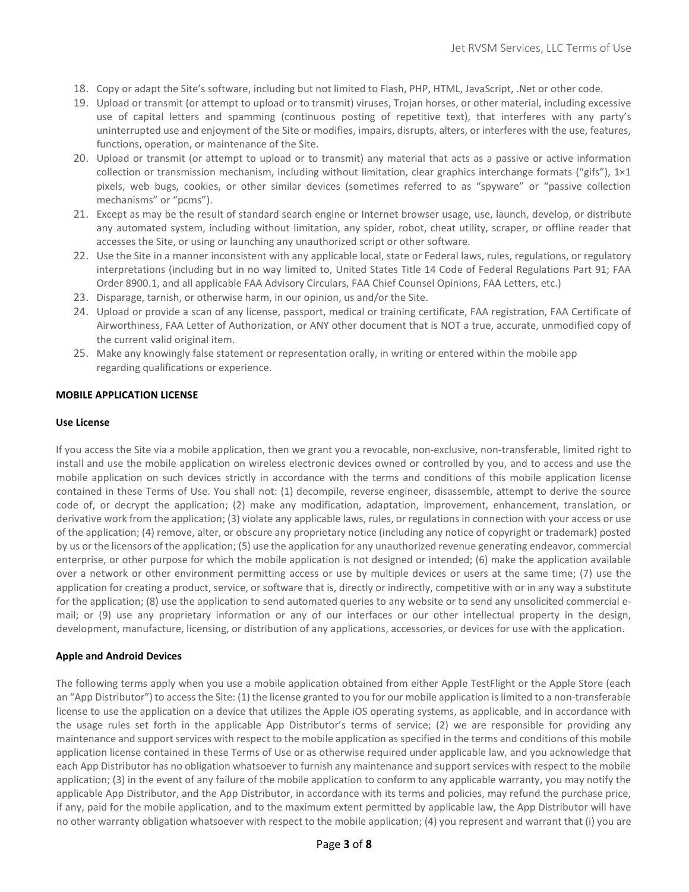18. Copy or adapt the Site's software, including but not limited to Flash, PHP, HTML, JavaScript, .Net or other code.
19. Upload or transmit (or attempt to upload or to transmit) viruses, Trojan horses, or other material, including excessive use of capital letters and spamming (continuous posting of repetitive text), that interferes with any party's uninterrupted use and enjoyment of the Site or modifies, impairs, disrupts, alters, or interferes with the use, features, functions, operation, or maintenance of the Site.
20. Upload or transmit (or attempt to upload or to transmit) any material that acts as a passive or active information collection or transmission mechanism, including without limitation, clear graphics interchange formats ("gifs"), 1×1 pixels, web bugs, cookies, or other similar devices (sometimes referred to as "spyware" or "passive collection mechanisms" or "pcms").
21. Except as may be the result of standard search engine or Internet browser usage, use, launch, develop, or distribute any automated system, including without limitation, any spider, robot, cheat utility, scraper, or offline reader that accesses the Site, or using or launching any unauthorized script or other software.
22. Use the Site in a manner inconsistent with any applicable local, state or Federal laws, rules, regulations, or regulatory interpretations (including but in no way limited to, United States Title 14 Code of Federal Regulations Part 91; FAA Order 8900.1, and all applicable FAA Advisory Circulars, FAA Chief Counsel Opinions, FAA Letters, etc.)
23. Disparage, tarnish, or otherwise harm, in our opinion, us and/or the Site.
24. Upload or provide a scan of any license, passport, medical or training certificate, FAA registration, FAA Certificate of Airworthiness, FAA Letter of Authorization, or ANY other document that is NOT a true, accurate, unmodified copy of the current valid original item.
25. Make any knowingly false statement or representation orally, in writing or entered within the mobile app regarding qualifications or experience.

**MOBILE APPLICATION LICENSE**

**Use License**

If you access the Site via a mobile application, then we grant you a revocable, non-exclusive, non-transferable, limited right to install and use the mobile application on wireless electronic devices owned or controlled by you, and to access and use the mobile application on such devices strictly in accordance with the terms and conditions of this mobile application license contained in these Terms of Use. You shall not: (1) decompile, reverse engineer, disassemble, attempt to derive the source code of, or decrypt the application; (2) make any modification, adaptation, improvement, enhancement, translation, or derivative work from the application; (3) violate any applicable laws, rules, or regulations in connection with your access or use of the application; (4) remove, alter, or obscure any proprietary notice (including any notice of copyright or trademark) posted by us or the licensors of the application; (5) use the application for any unauthorized revenue generating endeavor, commercial enterprise, or other purpose for which the mobile application is not designed or intended; (6) make the application available over a network or other environment permitting access or use by multiple devices or users at the same time; (7) use the application for creating a product, service, or software that is, directly or indirectly, competitive with or in any way a substitute for the application; (8) use the application to send automated queries to any website or to send any unsolicited commercial e-mail; or (9) use any proprietary information or any of our interfaces or our other intellectual property in the design, development, manufacture, licensing, or distribution of any applications, accessories, or devices for use with the application.

**Apple and Android Devices**

The following terms apply when you use a mobile application obtained from either Apple TestFlight or the Apple Store (each an "App Distributor") to access the Site: (1) the license granted to you for our mobile application is limited to a non-transferable license to use the application on a device that utilizes the Apple iOS operating systems, as applicable, and in accordance with the usage rules set forth in the applicable App Distributor's terms of service; (2) we are responsible for providing any maintenance and support services with respect to the mobile application as specified in the terms and conditions of this mobile application license contained in these Terms of Use or as otherwise required under applicable law, and you acknowledge that each App Distributor has no obligation whatsoever to furnish any maintenance and support services with respect to the mobile application; (3) in the event of any failure of the mobile application to conform to any applicable warranty, you may notify the applicable App Distributor, and the App Distributor, in accordance with its terms and policies, may refund the purchase price, if any, paid for the mobile application, and to the maximum extent permitted by applicable law, the App Distributor will have no other warranty obligation whatsoever with respect to the mobile application; (4) you represent and warrant that (i) you are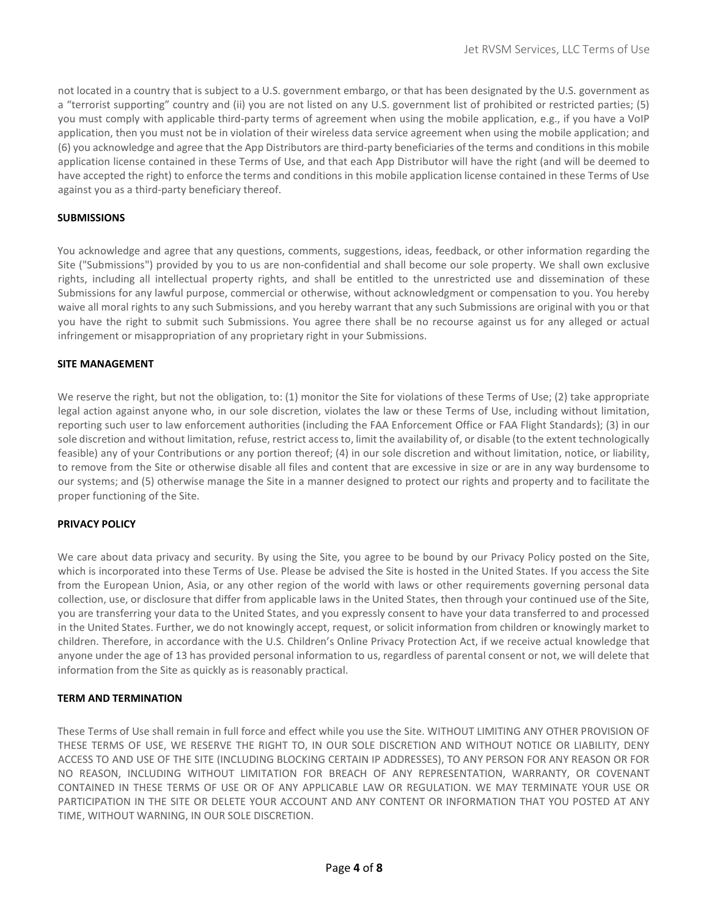not located in a country that is subject to a U.S. government embargo, or that has been designated by the U.S. government as a "terrorist supporting" country and (ii) you are not listed on any U.S. government list of prohibited or restricted parties; (5) you must comply with applicable third-party terms of agreement when using the mobile application, e.g., if you have a VoIP application, then you must not be in violation of their wireless data service agreement when using the mobile application; and (6) you acknowledge and agree that the App Distributors are third-party beneficiaries of the terms and conditions in this mobile application license contained in these Terms of Use, and that each App Distributor will have the right (and will be deemed to have accepted the right) to enforce the terms and conditions in this mobile application license contained in these Terms of Use against you as a third-party beneficiary thereof.

**SUBMISSIONS**

You acknowledge and agree that any questions, comments, suggestions, ideas, feedback, or other information regarding the Site ("Submissions") provided by you to us are non-confidential and shall become our sole property. We shall own exclusive rights, including all intellectual property rights, and shall be entitled to the unrestricted use and dissemination of these Submissions for any lawful purpose, commercial or otherwise, without acknowledgment or compensation to you. You hereby waive all moral rights to any such Submissions, and you hereby warrant that any such Submissions are original with you or that you have the right to submit such Submissions. You agree there shall be no recourse against us for any alleged or actual infringement or misappropriation of any proprietary right in your Submissions.

**SITE MANAGEMENT**

We reserve the right, but not the obligation, to: (1) monitor the Site for violations of these Terms of Use; (2) take appropriate legal action against anyone who, in our sole discretion, violates the law or these Terms of Use, including without limitation, reporting such user to law enforcement authorities (including the FAA Enforcement Office or FAA Flight Standards); (3) in our sole discretion and without limitation, refuse, restrict access to, limit the availability of, or disable (to the extent technologically feasible) any of your Contributions or any portion thereof; (4) in our sole discretion and without limitation, notice, or liability, to remove from the Site or otherwise disable all files and content that are excessive in size or are in any way burdensome to our systems; and (5) otherwise manage the Site in a manner designed to protect our rights and property and to facilitate the proper functioning of the Site.

**PRIVACY POLICY**

We care about data privacy and security. By using the Site, you agree to be bound by our Privacy Policy posted on the Site, which is incorporated into these Terms of Use. Please be advised the Site is hosted in the United States. If you access the Site from the European Union, Asia, or any other region of the world with laws or other requirements governing personal data collection, use, or disclosure that differ from applicable laws in the United States, then through your continued use of the Site, you are transferring your data to the United States, and you expressly consent to have your data transferred to and processed in the United States. Further, we do not knowingly accept, request, or solicit information from children or knowingly market to children. Therefore, in accordance with the U.S. Children's Online Privacy Protection Act, if we receive actual knowledge that anyone under the age of 13 has provided personal information to us, regardless of parental consent or not, we will delete that information from the Site as quickly as is reasonably practical.

**TERM AND TERMINATION**

These Terms of Use shall remain in full force and effect while you use the Site. WITHOUT LIMITING ANY OTHER PROVISION OF THESE TERMS OF USE, WE RESERVE THE RIGHT TO, IN OUR SOLE DISCRETION AND WITHOUT NOTICE OR LIABILITY, DENY ACCESS TO AND USE OF THE SITE (INCLUDING BLOCKING CERTAIN IP ADDRESSES), TO ANY PERSON FOR ANY REASON OR FOR NO REASON, INCLUDING WITHOUT LIMITATION FOR BREACH OF ANY REPRESENTATION, WARRANTY, OR COVENANT CONTAINED IN THESE TERMS OF USE OR OF ANY APPLICABLE LAW OR REGULATION. WE MAY TERMINATE YOUR USE OR PARTICIPATION IN THE SITE OR DELETE YOUR ACCOUNT AND ANY CONTENT OR INFORMATION THAT YOU POSTED AT ANY TIME, WITHOUT WARNING, IN OUR SOLE DISCRETION.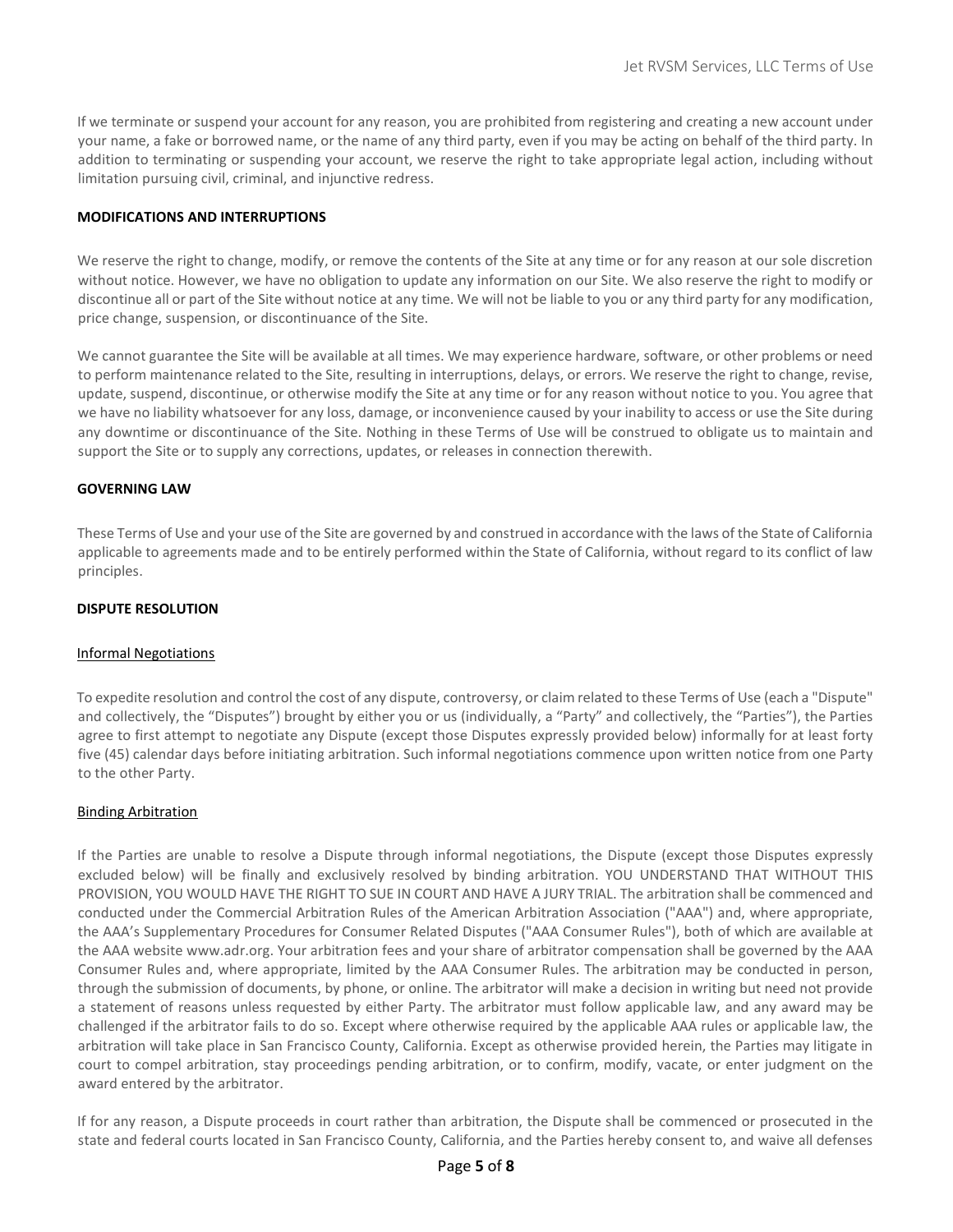If we terminate or suspend your account for any reason, you are prohibited from registering and creating a new account under your name, a fake or borrowed name, or the name of any third party, even if you may be acting on behalf of the third party. In addition to terminating or suspending your account, we reserve the right to take appropriate legal action, including without limitation pursuing civil, criminal, and injunctive redress.

**MODIFICATIONS AND INTERRUPTIONS**

We reserve the right to change, modify, or remove the contents of the Site at any time or for any reason at our sole discretion without notice. However, we have no obligation to update any information on our Site. We also reserve the right to modify or discontinue all or part of the Site without notice at any time. We will not be liable to you or any third party for any modification, price change, suspension, or discontinuance of the Site.

We cannot guarantee the Site will be available at all times. We may experience hardware, software, or other problems or need to perform maintenance related to the Site, resulting in interruptions, delays, or errors. We reserve the right to change, revise, update, suspend, discontinue, or otherwise modify the Site at any time or for any reason without notice to you. You agree that we have no liability whatsoever for any loss, damage, or inconvenience caused by your inability to access or use the Site during any downtime or discontinuance of the Site. Nothing in these Terms of Use will be construed to obligate us to maintain and support the Site or to supply any corrections, updates, or releases in connection therewith.

**GOVERNING LAW**

These Terms of Use and your use of the Site are governed by and construed in accordance with the laws of the State of California applicable to agreements made and to be entirely performed within the State of California, without regard to its conflict of law principles.

**DISPUTE RESOLUTION**

Informal Negotiations

To expedite resolution and control the cost of any dispute, controversy, or claim related to these Terms of Use (each a "Dispute" and collectively, the "Disputes") brought by either you or us (individually, a "Party" and collectively, the "Parties"), the Parties agree to first attempt to negotiate any Dispute (except those Disputes expressly provided below) informally for at least forty five (45) calendar days before initiating arbitration. Such informal negotiations commence upon written notice from one Party to the other Party.

Binding Arbitration

If the Parties are unable to resolve a Dispute through informal negotiations, the Dispute (except those Disputes expressly excluded below) will be finally and exclusively resolved by binding arbitration. YOU UNDERSTAND THAT WITHOUT THIS PROVISION, YOU WOULD HAVE THE RIGHT TO SUE IN COURT AND HAVE A JURY TRIAL. The arbitration shall be commenced and conducted under the Commercial Arbitration Rules of the American Arbitration Association ("AAA") and, where appropriate, the AAA's Supplementary Procedures for Consumer Related Disputes ("AAA Consumer Rules"), both of which are available at the AAA website www.adr.org. Your arbitration fees and your share of arbitrator compensation shall be governed by the AAA Consumer Rules and, where appropriate, limited by the AAA Consumer Rules. The arbitration may be conducted in person, through the submission of documents, by phone, or online. The arbitrator will make a decision in writing but need not provide a statement of reasons unless requested by either Party. The arbitrator must follow applicable law, and any award may be challenged if the arbitrator fails to do so. Except where otherwise required by the applicable AAA rules or applicable law, the arbitration will take place in San Francisco County, California. Except as otherwise provided herein, the Parties may litigate in court to compel arbitration, stay proceedings pending arbitration, or to confirm, modify, vacate, or enter judgment on the award entered by the arbitrator.

If for any reason, a Dispute proceeds in court rather than arbitration, the Dispute shall be commenced or prosecuted in the state and federal courts located in San Francisco County, California, and the Parties hereby consent to, and waive all defenses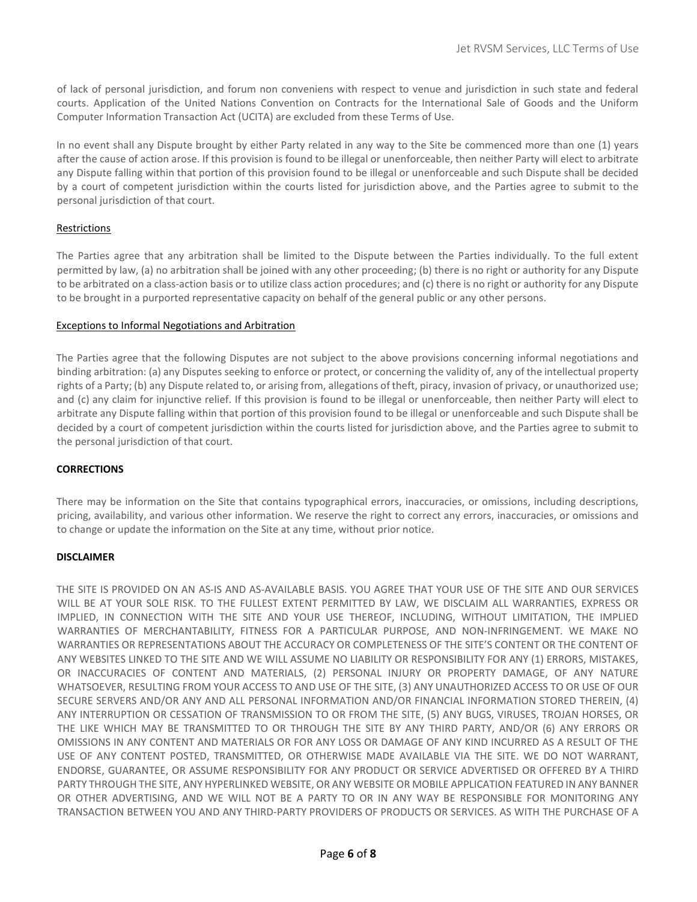of lack of personal jurisdiction, and forum non conveniens with respect to venue and jurisdiction in such state and federal courts. Application of the United Nations Convention on Contracts for the International Sale of Goods and the Uniform Computer Information Transaction Act (UCITA) are excluded from these Terms of Use.

In no event shall any Dispute brought by either Party related in any way to the Site be commenced more than one (1) years after the cause of action arose. If this provision is found to be illegal or unenforceable, then neither Party will elect to arbitrate any Dispute falling within that portion of this provision found to be illegal or unenforceable and such Dispute shall be decided by a court of competent jurisdiction within the courts listed for jurisdiction above, and the Parties agree to submit to the personal jurisdiction of that court.

Restrictions

The Parties agree that any arbitration shall be limited to the Dispute between the Parties individually. To the full extent permitted by law, (a) no arbitration shall be joined with any other proceeding; (b) there is no right or authority for any Dispute to be arbitrated on a class-action basis or to utilize class action procedures; and (c) there is no right or authority for any Dispute to be brought in a purported representative capacity on behalf of the general public or any other persons.

Exceptions to Informal Negotiations and Arbitration

The Parties agree that the following Disputes are not subject to the above provisions concerning informal negotiations and binding arbitration: (a) any Disputes seeking to enforce or protect, or concerning the validity of, any of the intellectual property rights of a Party; (b) any Dispute related to, or arising from, allegations of theft, piracy, invasion of privacy, or unauthorized use; and (c) any claim for injunctive relief. If this provision is found to be illegal or unenforceable, then neither Party will elect to arbitrate any Dispute falling within that portion of this provision found to be illegal or unenforceable and such Dispute shall be decided by a court of competent jurisdiction within the courts listed for jurisdiction above, and the Parties agree to submit to the personal jurisdiction of that court.

**CORRECTIONS**

There may be information on the Site that contains typographical errors, inaccuracies, or omissions, including descriptions, pricing, availability, and various other information. We reserve the right to correct any errors, inaccuracies, or omissions and to change or update the information on the Site at any time, without prior notice.

**DISCLAIMER**

THE SITE IS PROVIDED ON AN AS-IS AND AS-AVAILABLE BASIS. YOU AGREE THAT YOUR USE OF THE SITE AND OUR SERVICES WILL BE AT YOUR SOLE RISK. TO THE FULLEST EXTENT PERMITTED BY LAW, WE DISCLAIM ALL WARRANTIES, EXPRESS OR IMPLIED, IN CONNECTION WITH THE SITE AND YOUR USE THEREOF, INCLUDING, WITHOUT LIMITATION, THE IMPLIED WARRANTIES OF MERCHANTABILITY, FITNESS FOR A PARTICULAR PURPOSE, AND NON-INFRINGEMENT. WE MAKE NO WARRANTIES OR REPRESENTATIONS ABOUT THE ACCURACY OR COMPLETENESS OF THE SITE'S CONTENT OR THE CONTENT OF ANY WEBSITES LINKED TO THE SITE AND WE WILL ASSUME NO LIABILITY OR RESPONSIBILITY FOR ANY (1) ERRORS, MISTAKES, OR INACCURACIES OF CONTENT AND MATERIALS, (2) PERSONAL INJURY OR PROPERTY DAMAGE, OF ANY NATURE WHATSOEVER, RESULTING FROM YOUR ACCESS TO AND USE OF THE SITE, (3) ANY UNAUTHORIZED ACCESS TO OR USE OF OUR SECURE SERVERS AND/OR ANY AND ALL PERSONAL INFORMATION AND/OR FINANCIAL INFORMATION STORED THEREIN, (4) ANY INTERRUPTION OR CESSATION OF TRANSMISSION TO OR FROM THE SITE, (5) ANY BUGS, VIRUSES, TROJAN HORSES, OR THE LIKE WHICH MAY BE TRANSMITTED TO OR THROUGH THE SITE BY ANY THIRD PARTY, AND/OR (6) ANY ERRORS OR OMISSIONS IN ANY CONTENT AND MATERIALS OR FOR ANY LOSS OR DAMAGE OF ANY KIND INCURRED AS A RESULT OF THE USE OF ANY CONTENT POSTED, TRANSMITTED, OR OTHERWISE MADE AVAILABLE VIA THE SITE. WE DO NOT WARRANT, ENDORSE, GUARANTEE, OR ASSUME RESPONSIBILITY FOR ANY PRODUCT OR SERVICE ADVERTISED OR OFFERED BY A THIRD PARTY THROUGH THE SITE, ANY HYPERLINKED WEBSITE, OR ANY WEBSITE OR MOBILE APPLICATION FEATURED IN ANY BANNER OR OTHER ADVERTISING, AND WE WILL NOT BE A PARTY TO OR IN ANY WAY BE RESPONSIBLE FOR MONITORING ANY TRANSACTION BETWEEN YOU AND ANY THIRD-PARTY PROVIDERS OF PRODUCTS OR SERVICES. AS WITH THE PURCHASE OF A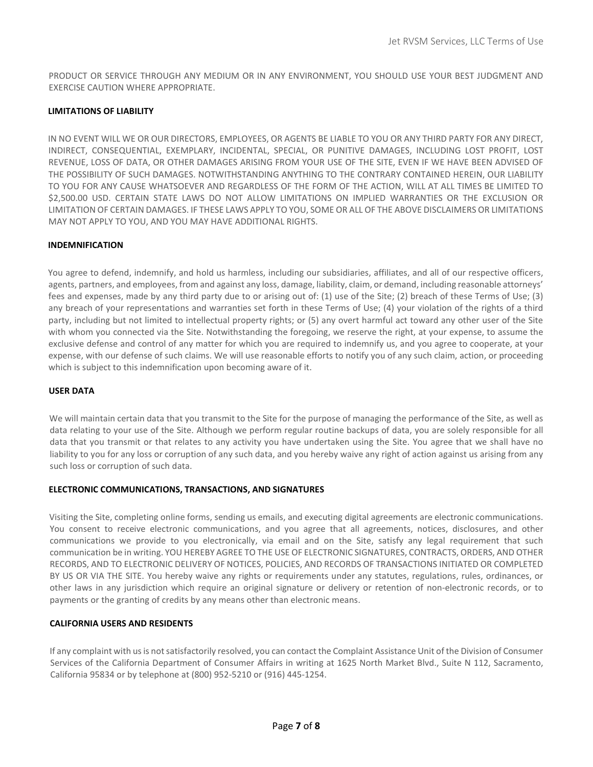PRODUCT OR SERVICE THROUGH ANY MEDIUM OR IN ANY ENVIRONMENT, YOU SHOULD USE YOUR BEST JUDGMENT AND EXERCISE CAUTION WHERE APPROPRIATE.

## LIMITATIONS OF LIABILITY

IN NO EVENT WILL WE OR OUR DIRECTORS, EMPLOYEES, OR AGENTS BE LIABLE TO YOU OR ANY THIRD PARTY FOR ANY DIRECT, INDIRECT, CONSEQUENTIAL, EXEMPLARY, INCIDENTAL, SPECIAL, OR PUNITIVE DAMAGES, INCLUDING LOST PROFIT, LOST REVENUE, LOSS OF DATA, OR OTHER DAMAGES ARISING FROM YOUR USE OF THE SITE, EVEN IF WE HAVE BEEN ADVISED OF THE POSSIBILITY OF SUCH DAMAGES. NOTWITHSTANDING ANYTHING TO THE CONTRARY CONTAINED HEREIN, OUR LIABILITY TO YOU FOR ANY CAUSE WHATSOEVER AND REGARDLESS OF THE FORM OF THE ACTION, WILL AT ALL TIMES BE LIMITED TO $2,500.00 USD. CERTAIN STATE LAWS DO NOT ALLOW LIMITATIONS ON IMPLIED WARRANTIES OR THE EXCLUSION OR LIMITATION OF CERTAIN DAMAGES. IF THESE LAWS APPLY TO YOU, SOME OR ALL OF THE ABOVE DISCLAIMERS OR LIMITATIONS MAY NOT APPLY TO YOU, AND YOU MAY HAVE ADDITIONAL RIGHTS.

## INDEMNIFICATION

You agree to defend, indemnify, and hold us harmless, including our subsidiaries, affiliates, and all of our respective officers, agents, partners, and employees, from and against any loss, damage, liability, claim, or demand, including reasonable attorneys' fees and expenses, made by any third party due to or arising out of: (1) use of the Site; (2) breach of these Terms of Use; (3) any breach of your representations and warranties set forth in these Terms of Use; (4) your violation of the rights of a third party, including but not limited to intellectual property rights; or (5) any overt harmful act toward any other user of the Site with whom you connected via the Site. Notwithstanding the foregoing, we reserve the right, at your expense, to assume the exclusive defense and control of any matter for which you are required to indemnify us, and you agree to cooperate, at your expense, with our defense of such claims. We will use reasonable efforts to notify you of any such claim, action, or proceeding which is subject to this indemnification upon becoming aware of it.

## USER DATA

We will maintain certain data that you transmit to the Site for the purpose of managing the performance of the Site, as well as data relating to your use of the Site. Although we perform regular routine backups of data, you are solely responsible for all data that you transmit or that relates to any activity you have undertaken using the Site. You agree that we shall have no liability to you for any loss or corruption of any such data, and you hereby waive any right of action against us arising from any such loss or corruption of such data.

## ELECTRONIC COMMUNICATIONS, TRANSACTIONS, AND SIGNATURES

Visiting the Site, completing online forms, sending us emails, and executing digital agreements are electronic communications. You consent to receive electronic communications, and you agree that all agreements, notices, disclosures, and other communications we provide to you electronically, via email and on the Site, satisfy any legal requirement that such communication be in writing. YOU HEREBY AGREE TO THE USE OF ELECTRONIC SIGNATURES, CONTRACTS, ORDERS, AND OTHER RECORDS, AND TO ELECTRONIC DELIVERY OF NOTICES, POLICIES, AND RECORDS OF TRANSACTIONS INITIATED OR COMPLETED BY US OR VIA THE SITE. You hereby waive any rights or requirements under any statutes, regulations, rules, ordinances, or other laws in any jurisdiction which require an original signature or delivery or retention of non-electronic records, or to payments or the granting of credits by any means other than electronic means.

## CALIFORNIA USERS AND RESIDENTS

If any complaint with us is not satisfactorily resolved, you can contact the Complaint Assistance Unit of the Division of Consumer Services of the California Department of Consumer Affairs in writing at 1625 North Market Blvd., Suite N 112, Sacramento, California 95834 or by telephone at (800) 952-5210 or (916) 445-1254.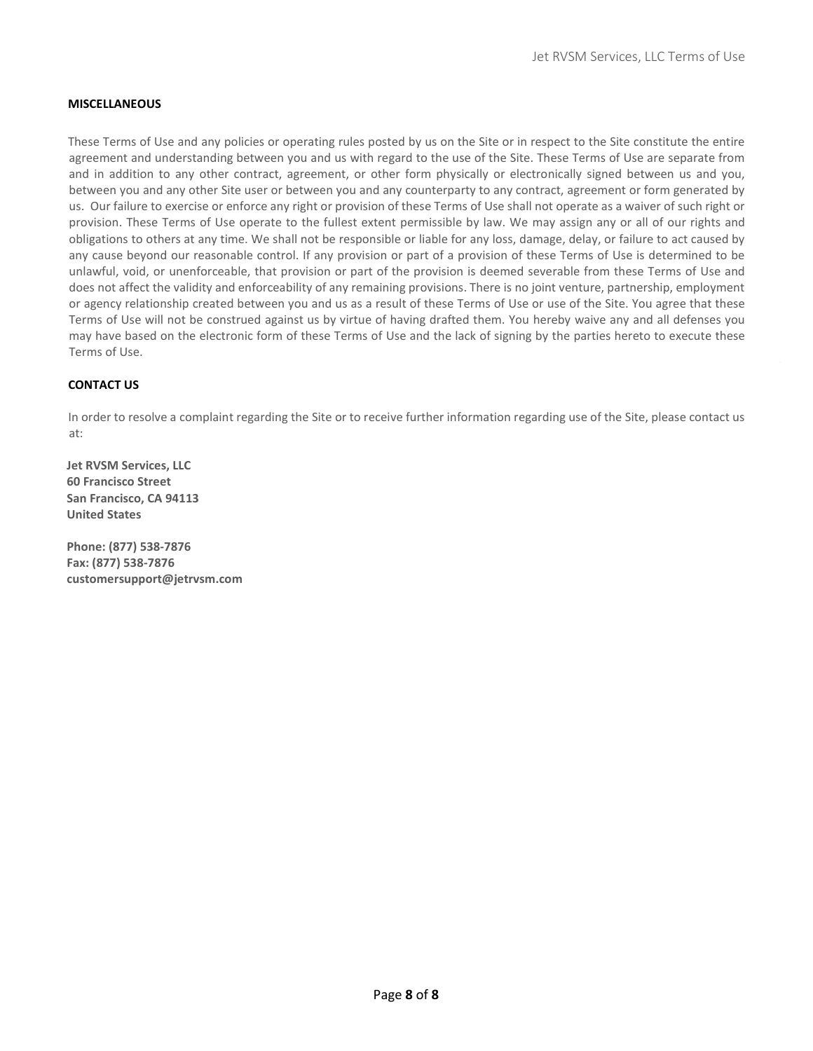## MISCELLANEOUS

These Terms of Use and any policies or operating rules posted by us on the Site or in respect to the Site constitute the entire agreement and understanding between you and us with regard to the use of the Site. These Terms of Use are separate from and in addition to any other contract, agreement, or other form physically or electronically signed between us and you, between you and any other Site user or between you and any counterparty to any contract, agreement or form generated by us. Our failure to exercise or enforce any right or provision of these Terms of Use shall not operate as a waiver of such right or provision. These Terms of Use operate to the fullest extent permissible by law. We may assign any or all of our rights and obligations to others at any time. We shall not be responsible or liable for any loss, damage, delay, or failure to act caused by any cause beyond our reasonable control. If any provision or part of a provision of these Terms of Use is determined to be unlawful, void, or unenforceable, that provision or part of the provision is deemed severable from these Terms of Use and does not affect the validity and enforceability of any remaining provisions. There is no joint venture, partnership, employment or agency relationship created between you and us as a result of these Terms of Use or use of the Site. You agree that these Terms of Use will not be construed against us by virtue of having drafted them. You hereby waive any and all defenses you may have based on the electronic form of these Terms of Use and the lack of signing by the parties hereto to execute these Terms of Use.

## CONTACT US

In order to resolve a complaint regarding the Site or to receive further information regarding use of the Site, please contact us at:

**Jet RVSM Services, LLC**
**60 Francisco Street**
**San Francisco, CA 94113**
**United States**

**Phone: (877) 538-7876**
**Fax: (877) 538-7876**
**customersupport@jetrvsm.com**